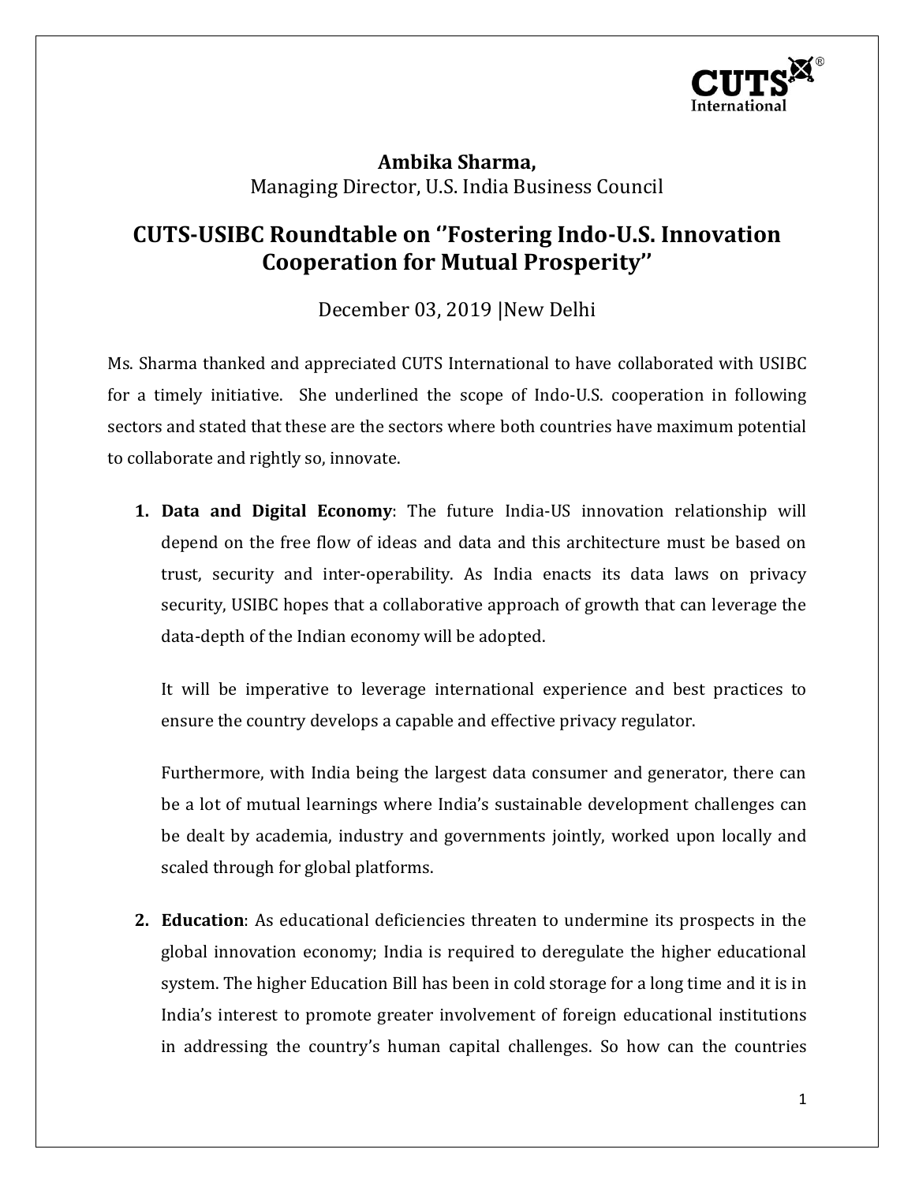**Ambika Sharma,**
Managing Director, U.S. India Business Council

# CUTS-USIBC Roundtable on ''Fostering Indo-U.S. Innovation Cooperation for Mutual Prosperity''

December 03, 2019 |New Delhi

Ms. Sharma thanked and appreciated CUTS International to have collaborated with USIBC for a timely initiative. She underlined the scope of Indo-U.S. cooperation in following sectors and stated that these are the sectors where both countries have maximum potential to collaborate and rightly so, innovate.

1. **Data and Digital Economy**: The future India-US innovation relationship will depend on the free flow of ideas and data and this architecture must be based on trust, security and inter-operability. As India enacts its data laws on privacy security, USIBC hopes that a collaborative approach of growth that can leverage the data-depth of the Indian economy will be adopted.

   It will be imperative to leverage international experience and best practices to ensure the country develops a capable and effective privacy regulator.

   Furthermore, with India being the largest data consumer and generator, there can be a lot of mutual learnings where India's sustainable development challenges can be dealt by academia, industry and governments jointly, worked upon locally and scaled through for global platforms.

2. **Education**: As educational deficiencies threaten to undermine its prospects in the global innovation economy; India is required to deregulate the higher educational system. The higher Education Bill has been in cold storage for a long time and it is in India's interest to promote greater involvement of foreign educational institutions in addressing the country's human capital challenges. So how can the countries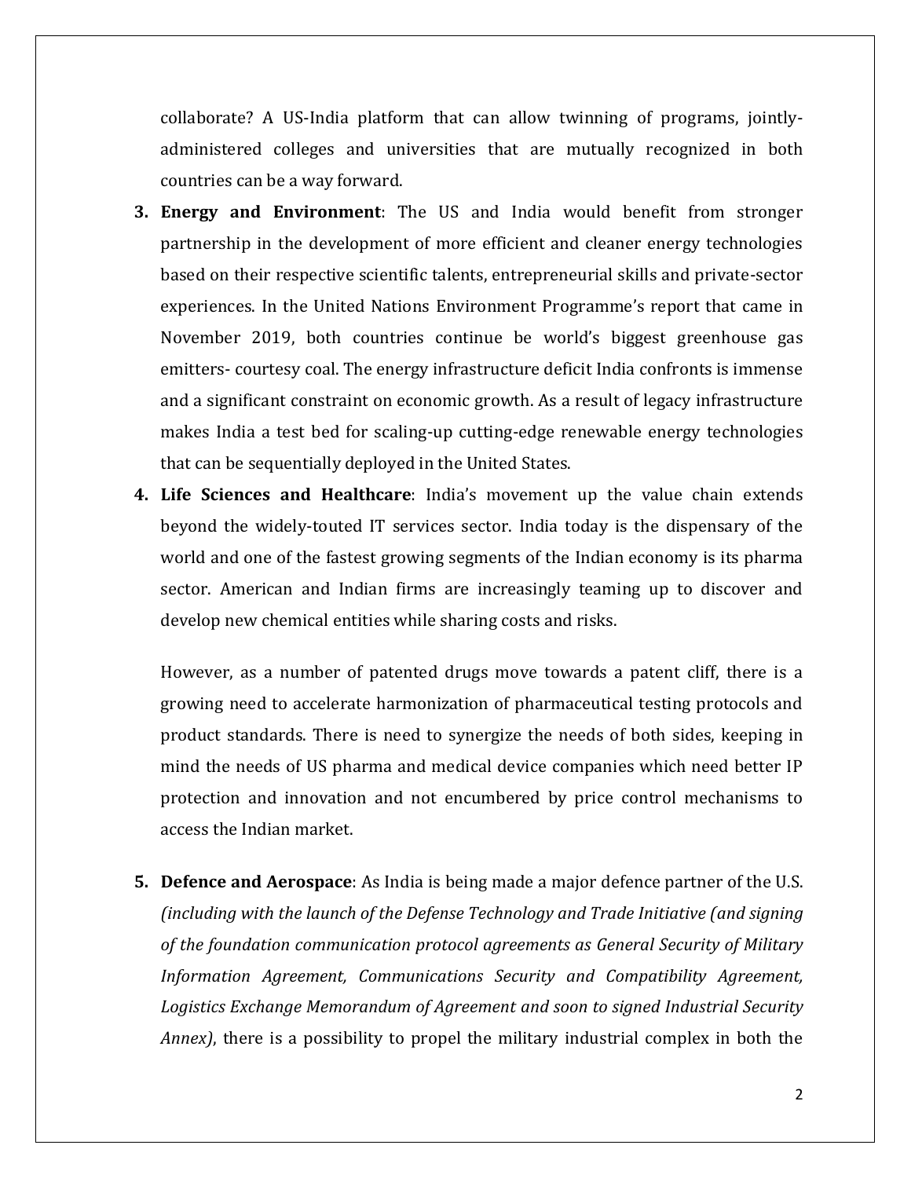collaborate? A US-India platform that can allow twinning of programs, jointly-administered colleges and universities that are mutually recognized in both countries can be a way forward.

3. **Energy and Environment**: The US and India would benefit from stronger partnership in the development of more efficient and cleaner energy technologies based on their respective scientific talents, entrepreneurial skills and private-sector experiences. In the United Nations Environment Programme's report that came in November 2019, both countries continue be world's biggest greenhouse gas emitters- courtesy coal. The energy infrastructure deficit India confronts is immense and a significant constraint on economic growth. As a result of legacy infrastructure makes India a test bed for scaling-up cutting-edge renewable energy technologies that can be sequentially deployed in the United States.

4. **Life Sciences and Healthcare**: India's movement up the value chain extends beyond the widely-touted IT services sector. India today is the dispensary of the world and one of the fastest growing segments of the Indian economy is its pharma sector. American and Indian firms are increasingly teaming up to discover and develop new chemical entities while sharing costs and risks.

   However, as a number of patented drugs move towards a patent cliff, there is a growing need to accelerate harmonization of pharmaceutical testing protocols and product standards. There is need to synergize the needs of both sides, keeping in mind the needs of US pharma and medical device companies which need better IP protection and innovation and not encumbered by price control mechanisms to access the Indian market.

5. **Defence and Aerospace**: As India is being made a major defence partner of the U.S. *(including with the launch of the Defense Technology and Trade Initiative (and signing of the foundation communication protocol agreements as General Security of Military Information Agreement, Communications Security and Compatibility Agreement, Logistics Exchange Memorandum of Agreement and soon to signed Industrial Security Annex)*, there is a possibility to propel the military industrial complex in both the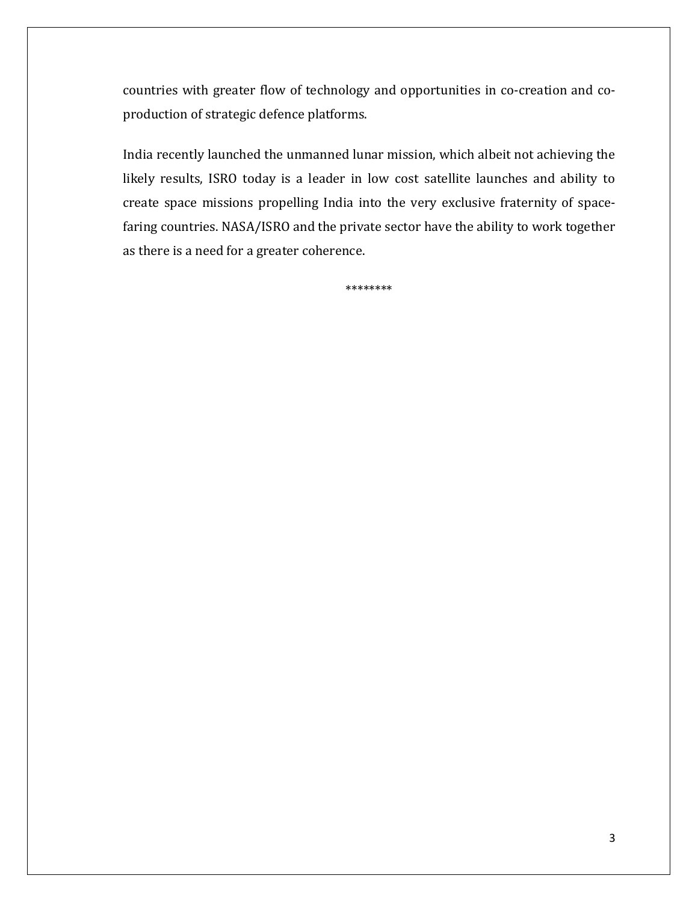countries with greater flow of technology and opportunities in co-creation and co-production of strategic defence platforms.

India recently launched the unmanned lunar mission, which albeit not achieving the likely results, ISRO today is a leader in low cost satellite launches and ability to create space missions propelling India into the very exclusive fraternity of space-faring countries. NASA/ISRO and the private sector have the ability to work together as there is a need for a greater coherence.

********